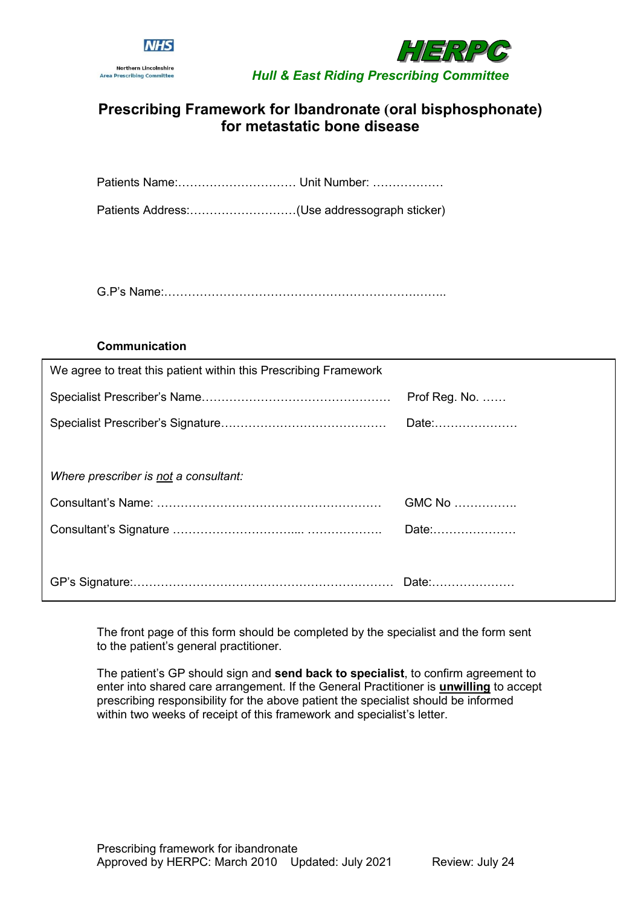NHS
Northern Lincolnshire
Area Prescribing Committee

HERPC
*Hull & East Riding Prescribing Committee*

# Prescribing Framework for Ibandronate (oral bisphosphonate) for metastatic bone disease

Patients Name:………………………… Unit Number: ………………

Patients Address:………………………(Use addressograph sticker)

G.P's Name:……………………………………………………….……..

**Communication**

We agree to treat this patient within this Prescribing Framework

Specialist Prescriber's Name………………………………………… Prof Reg. No. ……

Specialist Prescriber's Signature…………………………………… Date:…………………

*Where prescriber is not a consultant:*

Consultant's Name: ………………………………………………… GMC No …………….

Consultant's Signature …………………………... ………………. Date:…………………

GP's Signature:………………………………………………………… Date:…………………

The front page of this form should be completed by the specialist and the form sent to the patient's general practitioner.

The patient's GP should sign and **send back to specialist**, to confirm agreement to enter into shared care arrangement. If the General Practitioner is **unwilling** to accept prescribing responsibility for the above patient the specialist should be informed within two weeks of receipt of this framework and specialist's letter.

Prescribing framework for ibandronate
Approved by HERPC: March 2010 Updated: July 2021 Review: July 24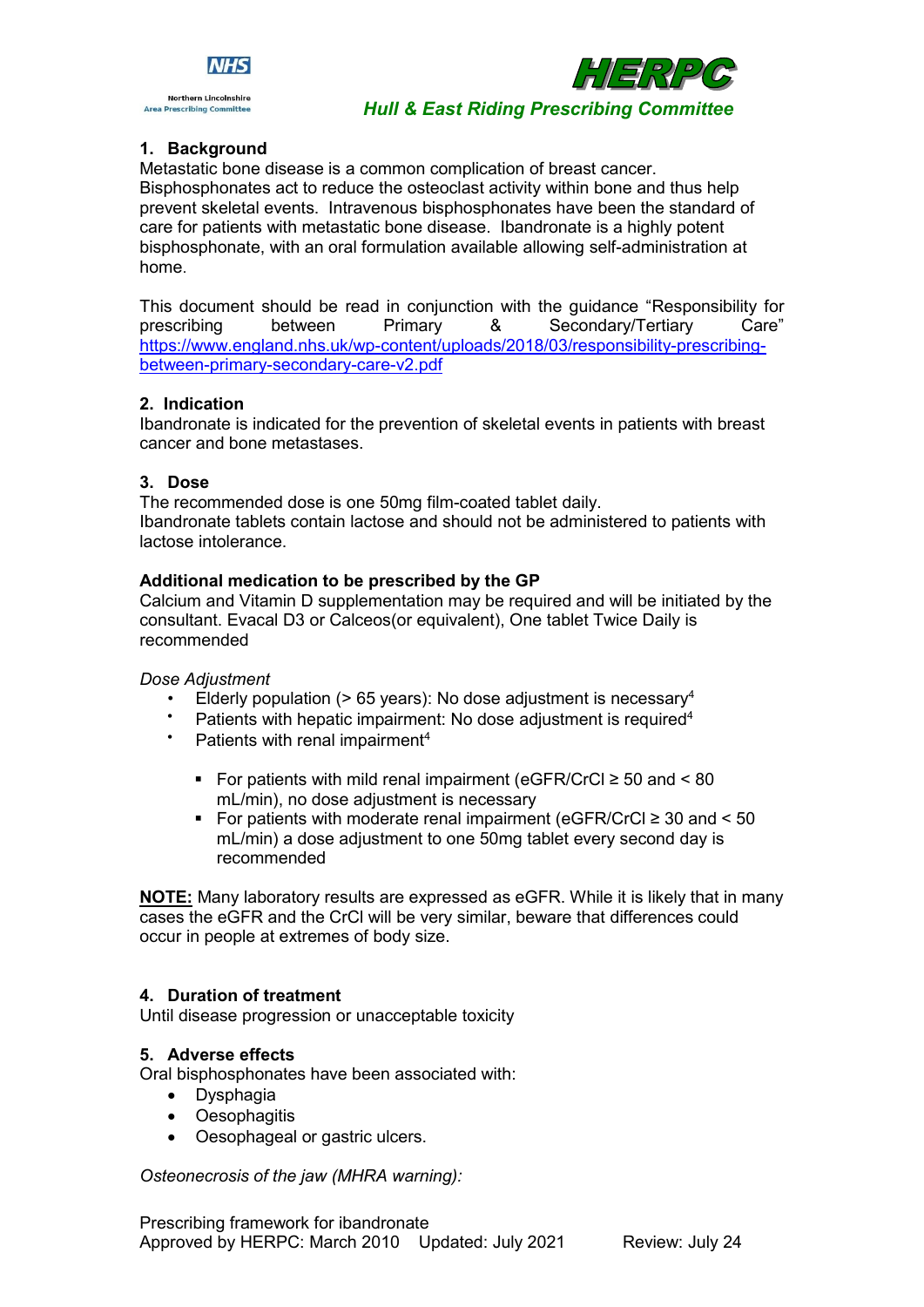## 1. Background

Metastatic bone disease is a common complication of breast cancer. Bisphosphonates act to reduce the osteoclast activity within bone and thus help prevent skeletal events. Intravenous bisphosphonates have been the standard of care for patients with metastatic bone disease. Ibandronate is a highly potent bisphosphonate, with an oral formulation available allowing self-administration at home.

This document should be read in conjunction with the guidance "Responsibility for prescribing between Primary & Secondary/Tertiary Care" https://www.england.nhs.uk/wp-content/uploads/2018/03/responsibility-prescribing-between-primary-secondary-care-v2.pdf

## 2. Indication

Ibandronate is indicated for the prevention of skeletal events in patients with breast cancer and bone metastases.

## 3. Dose

The recommended dose is one 50mg film-coated tablet daily.
Ibandronate tablets contain lactose and should not be administered to patients with lactose intolerance.

**Additional medication to be prescribed by the GP**

Calcium and Vitamin D supplementation may be required and will be initiated by the consultant. Evacal D3 or Calceos(or equivalent), One tablet Twice Daily is recommended

*Dose Adjustment*

- Elderly population (> 65 years): No dose adjustment is necessary[4]
- Patients with hepatic impairment: No dose adjustment is required[4]
- Patients with renal impairment[4]
  - For patients with mild renal impairment (eGFR/CrCl ≥ 50 and < 80 mL/min), no dose adjustment is necessary
  - For patients with moderate renal impairment (eGFR/CrCl ≥ 30 and < 50 mL/min) a dose adjustment to one 50mg tablet every second day is recommended

**NOTE:** Many laboratory results are expressed as eGFR. While it is likely that in many cases the eGFR and the CrCl will be very similar, beware that differences could occur in people at extremes of body size.

## 4. Duration of treatment

Until disease progression or unacceptable toxicity

## 5. Adverse effects

Oral bisphosphonates have been associated with:

- Dysphagia
- Oesophagitis
- Oesophageal or gastric ulcers.

*Osteonecrosis of the jaw (MHRA warning):*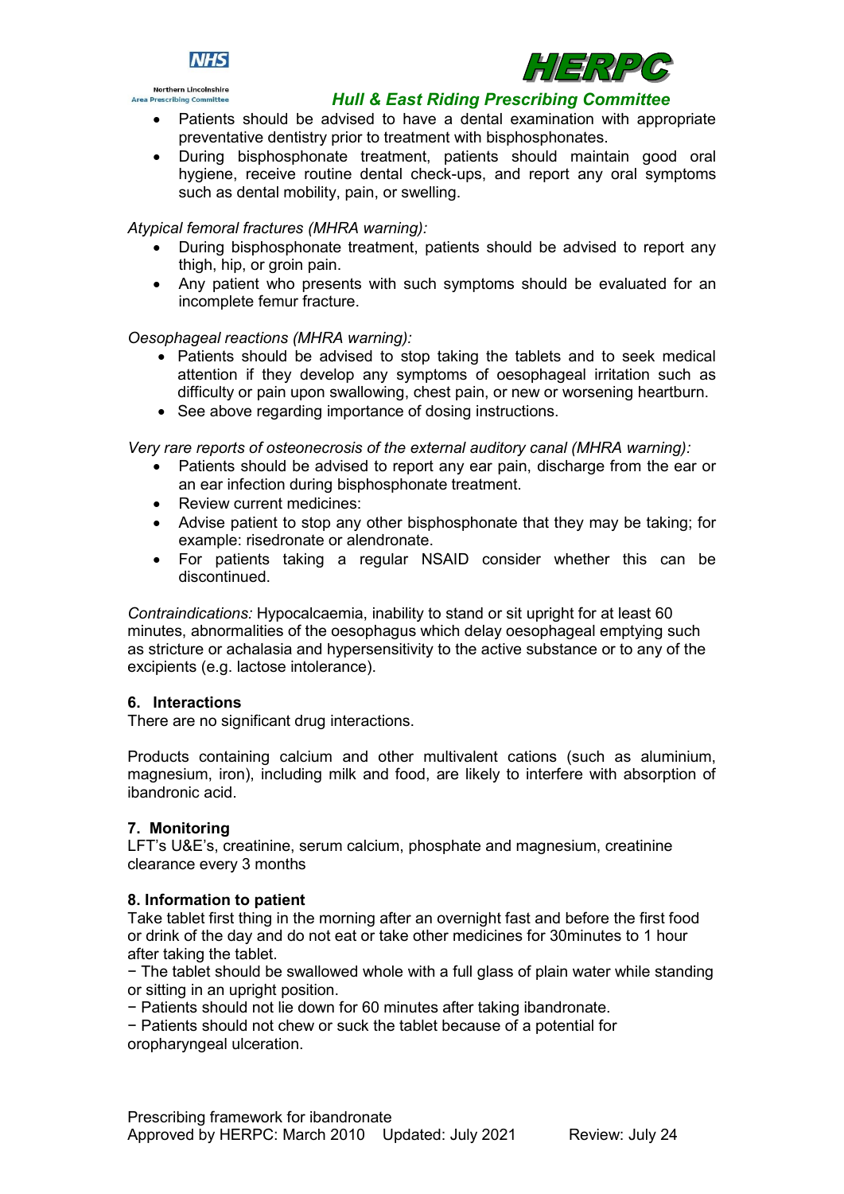- Patients should be advised to have a dental examination with appropriate preventative dentistry prior to treatment with bisphosphonates.
- During bisphosphonate treatment, patients should maintain good oral hygiene, receive routine dental check-ups, and report any oral symptoms such as dental mobility, pain, or swelling.

*Atypical femoral fractures (MHRA warning):*

- During bisphosphonate treatment, patients should be advised to report any thigh, hip, or groin pain.
- Any patient who presents with such symptoms should be evaluated for an incomplete femur fracture.

*Oesophageal reactions (MHRA warning):*

- Patients should be advised to stop taking the tablets and to seek medical attention if they develop any symptoms of oesophageal irritation such as difficulty or pain upon swallowing, chest pain, or new or worsening heartburn.
- See above regarding importance of dosing instructions.

*Very rare reports of osteonecrosis of the external auditory canal (MHRA warning):*

- Patients should be advised to report any ear pain, discharge from the ear or an ear infection during bisphosphonate treatment.
- Review current medicines:
- Advise patient to stop any other bisphosphonate that they may be taking; for example: risedronate or alendronate.
- For patients taking a regular NSAID consider whether this can be discontinued.

*Contraindications:* Hypocalcaemia, inability to stand or sit upright for at least 60 minutes, abnormalities of the oesophagus which delay oesophageal emptying such as stricture or achalasia and hypersensitivity to the active substance or to any of the excipients (e.g. lactose intolerance).

## 6. Interactions

There are no significant drug interactions.

Products containing calcium and other multivalent cations (such as aluminium, magnesium, iron), including milk and food, are likely to interfere with absorption of ibandronic acid.

## 7. Monitoring

LFT's U&E's, creatinine, serum calcium, phosphate and magnesium, creatinine clearance every 3 months

## 8. Information to patient

Take tablet first thing in the morning after an overnight fast and before the first food or drink of the day and do not eat or take other medicines for 30minutes to 1 hour after taking the tablet.

− The tablet should be swallowed whole with a full glass of plain water while standing or sitting in an upright position.

− Patients should not lie down for 60 minutes after taking ibandronate.

− Patients should not chew or suck the tablet because of a potential for oropharyngeal ulceration.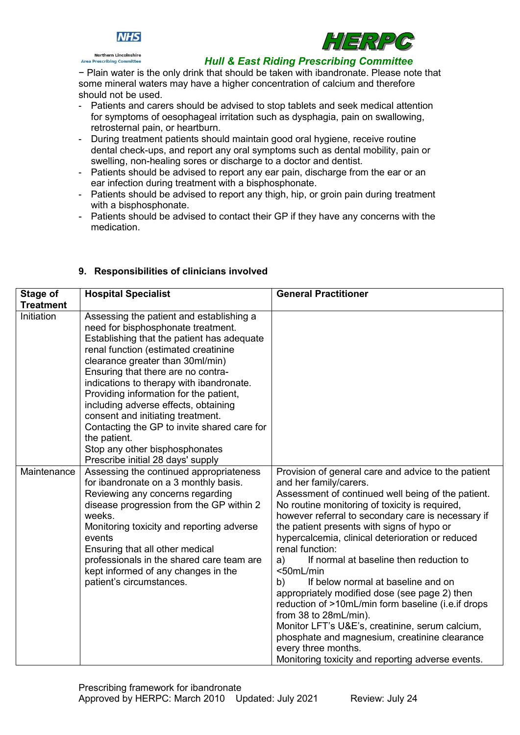− Plain water is the only drink that should be taken with ibandronate. Please note that some mineral waters may have a higher concentration of calcium and therefore should not be used.

- Patients and carers should be advised to stop tablets and seek medical attention for symptoms of oesophageal irritation such as dysphagia, pain on swallowing, retrosternal pain, or heartburn.
- During treatment patients should maintain good oral hygiene, receive routine dental check-ups, and report any oral symptoms such as dental mobility, pain or swelling, non-healing sores or discharge to a doctor and dentist.
- Patients should be advised to report any ear pain, discharge from the ear or an ear infection during treatment with a bisphosphonate.
- Patients should be advised to report any thigh, hip, or groin pain during treatment with a bisphosphonate.
- Patients should be advised to contact their GP if they have any concerns with the medication.

## 9. Responsibilities of clinicians involved

| Stage of Treatment | Hospital Specialist | General Practitioner |
|---|---|---|
| Initiation | Assessing the patient and establishing a need for bisphosphonate treatment.<br>Establishing that the patient has adequate renal function (estimated creatinine clearance greater than 30ml/min)<br>Ensuring that there are no contra-indications to therapy with ibandronate.<br>Providing information for the patient, including adverse effects, obtaining consent and initiating treatment.<br>Contacting the GP to invite shared care for the patient.<br>Stop any other bisphosphonates<br>Prescribe initial 28 days' supply | |
| Maintenance | Assessing the continued appropriateness for ibandronate on a 3 monthly basis.<br>Reviewing any concerns regarding disease progression from the GP within 2 weeks.<br>Monitoring toxicity and reporting adverse events<br>Ensuring that all other medical professionals in the shared care team are kept informed of any changes in the patient's circumstances. | Provision of general care and advice to the patient and her family/carers.<br>Assessment of continued well being of the patient.<br>No routine monitoring of toxicity is required, however referral to secondary care is necessary if the patient presents with signs of hypo or hypercalcemia, clinical deterioration or reduced renal function:<br>a) If normal at baseline then reduction to <50mL/min<br>b) If below normal at baseline and on appropriately modified dose (see page 2) then reduction of >10mL/min form baseline (i.e.if drops from 38 to 28mL/min).<br>Monitor LFT's U&E's, creatinine, serum calcium, phosphate and magnesium, creatinine clearance every three months.<br>Monitoring toxicity and reporting adverse events. |

Prescribing framework for ibandronate
Approved by HERPC: March 2010 Updated: July 2021 Review: July 24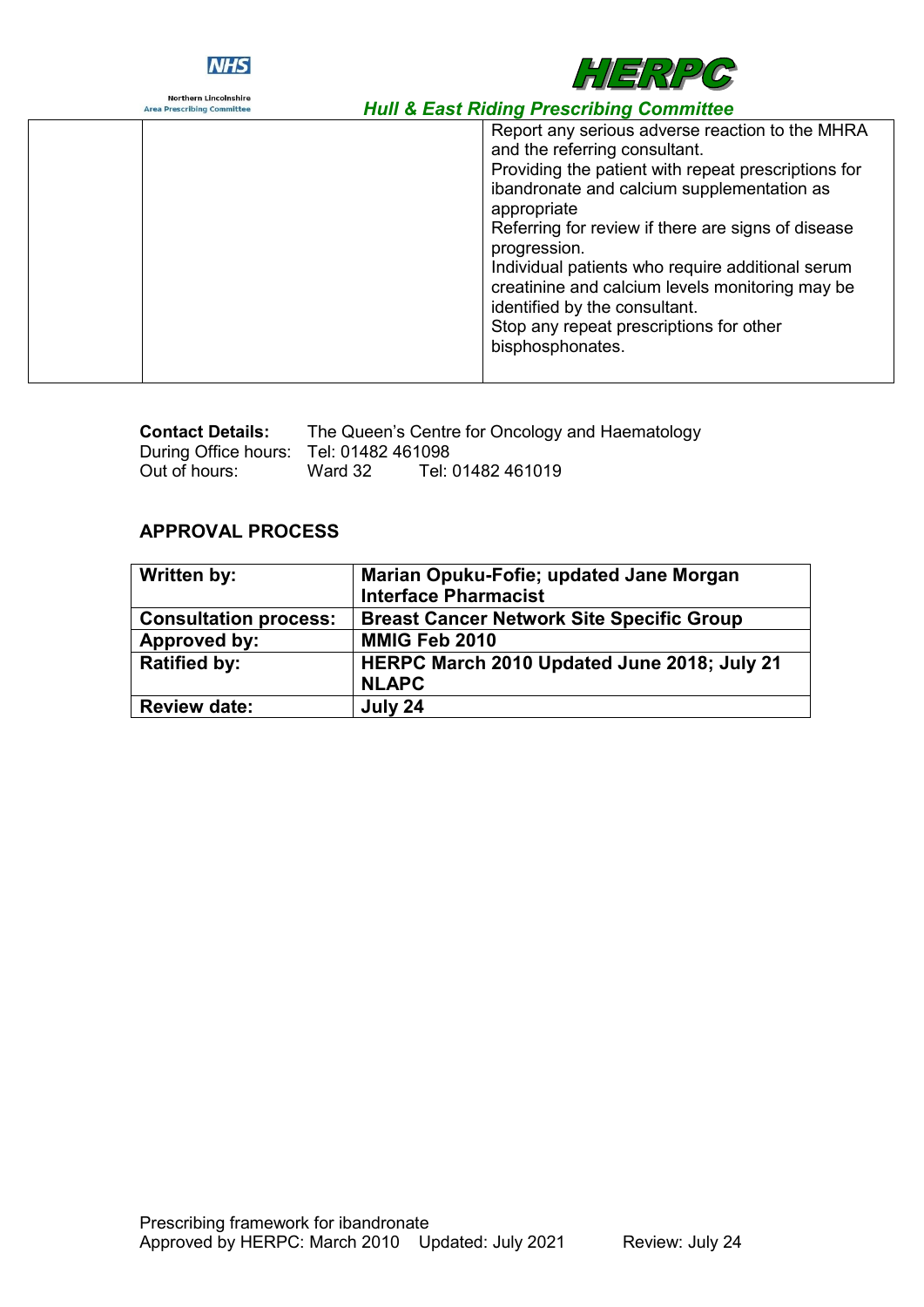| | | |
|---|---|---|
| | | Report any serious adverse reaction to the MHRA and the referring consultant.<br>Providing the patient with repeat prescriptions for ibandronate and calcium supplementation as appropriate<br>Referring for review if there are signs of disease progression.<br>Individual patients who require additional serum creatinine and calcium levels monitoring may be identified by the consultant.<br>Stop any repeat prescriptions for other bisphosphonates. |

**Contact Details:** The Queen's Centre for Oncology and Haematology
During Office hours: Tel: 01482 461098
Out of hours: Ward 32 Tel: 01482 461019

## APPROVAL PROCESS

| | |
|---|---|
| **Written by:** | **Marian Opuku-Fofie; updated Jane Morgan Interface Pharmacist** |
| **Consultation process:** | **Breast Cancer Network Site Specific Group** |
| **Approved by:** | **MMIG Feb 2010** |
| **Ratified by:** | **HERPC March 2010 Updated June 2018; July 21 NLAPC** |
| **Review date:** | **July 24** |